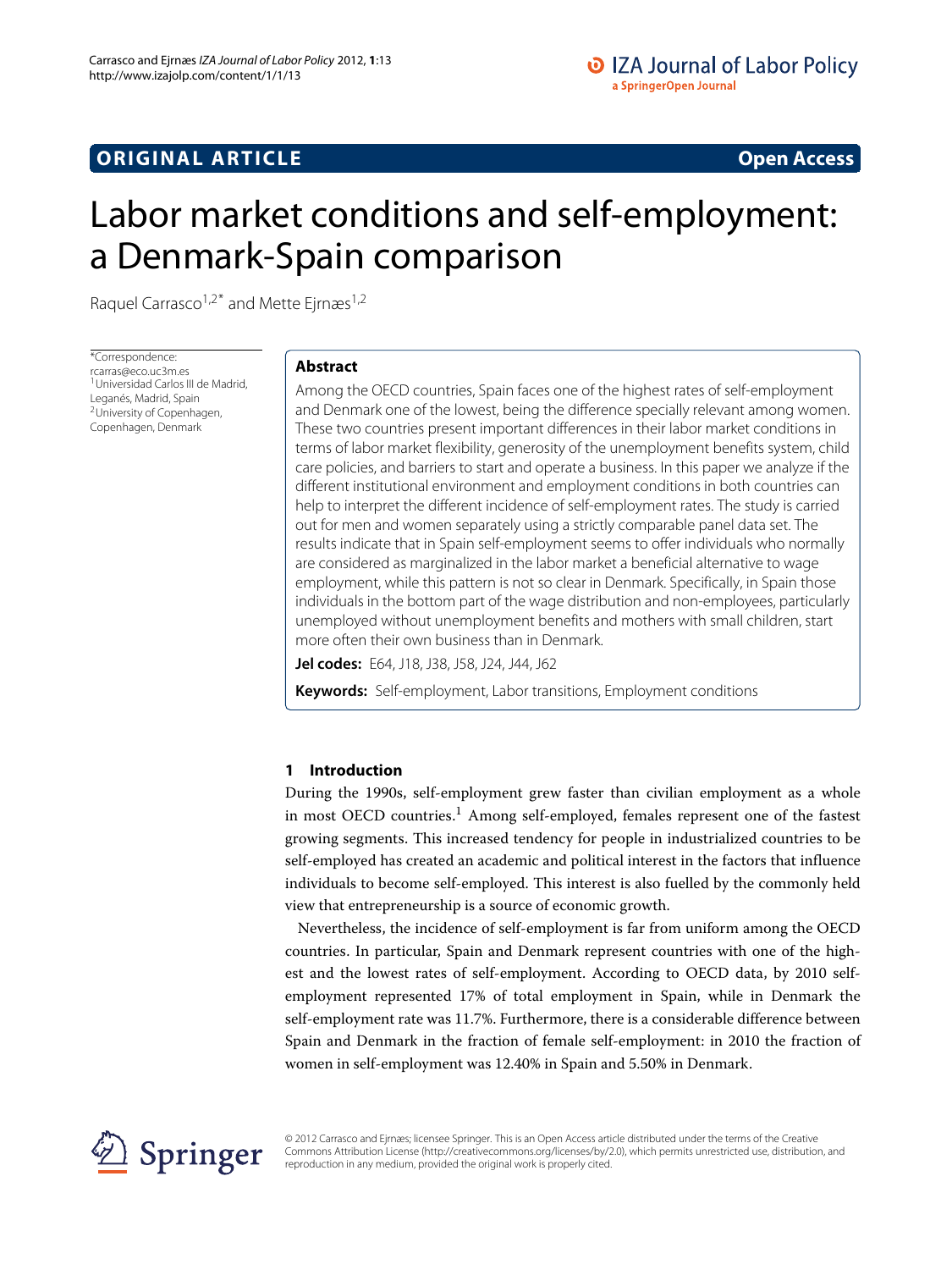**ORIGINAL ARTICLE** **Open Access**

# Labor market conditions and self-employment: a Denmark-Spain comparison

Raquel Carrasco[1,2*] and Mette Ejrnæs[1,2]

*Correspondence: rcarras@eco.uc3m.es
[1] Universidad Carlos III de Madrid, Leganés, Madrid, Spain
[2] University of Copenhagen, Copenhagen, Denmark

## Abstract

Among the OECD countries, Spain faces one of the highest rates of self-employment and Denmark one of the lowest, being the difference specially relevant among women. These two countries present important differences in their labor market conditions in terms of labor market flexibility, generosity of the unemployment benefits system, child care policies, and barriers to start and operate a business. In this paper we analyze if the different institutional environment and employment conditions in both countries can help to interpret the different incidence of self-employment rates. The study is carried out for men and women separately using a strictly comparable panel data set. The results indicate that in Spain self-employment seems to offer individuals who normally are considered as marginalized in the labor market a beneficial alternative to wage employment, while this pattern is not so clear in Denmark. Specifically, in Spain those individuals in the bottom part of the wage distribution and non-employees, particularly unemployed without unemployment benefits and mothers with small children, start more often their own business than in Denmark.

**Jel codes:** E64, J18, J38, J58, J24, J44, J62

**Keywords:** Self-employment, Labor transitions, Employment conditions

## 1 Introduction

During the 1990s, self-employment grew faster than civilian employment as a whole in most OECD countries.[1] Among self-employed, females represent one of the fastest growing segments. This increased tendency for people in industrialized countries to be self-employed has created an academic and political interest in the factors that influence individuals to become self-employed. This interest is also fuelled by the commonly held view that entrepreneurship is a source of economic growth.

Nevertheless, the incidence of self-employment is far from uniform among the OECD countries. In particular, Spain and Denmark represent countries with one of the highest and the lowest rates of self-employment. According to OECD data, by 2010 self-employment represented 17% of total employment in Spain, while in Denmark the self-employment rate was 11.7%. Furthermore, there is a considerable difference between Spain and Denmark in the fraction of female self-employment: in 2010 the fraction of women in self-employment was 12.40% in Spain and 5.50% in Denmark.

© 2012 Carrasco and Ejrnæs; licensee Springer. This is an Open Access article distributed under the terms of the Creative Commons Attribution License (http://creativecommons.org/licenses/by/2.0), which permits unrestricted use, distribution, and reproduction in any medium, provided the original work is properly cited.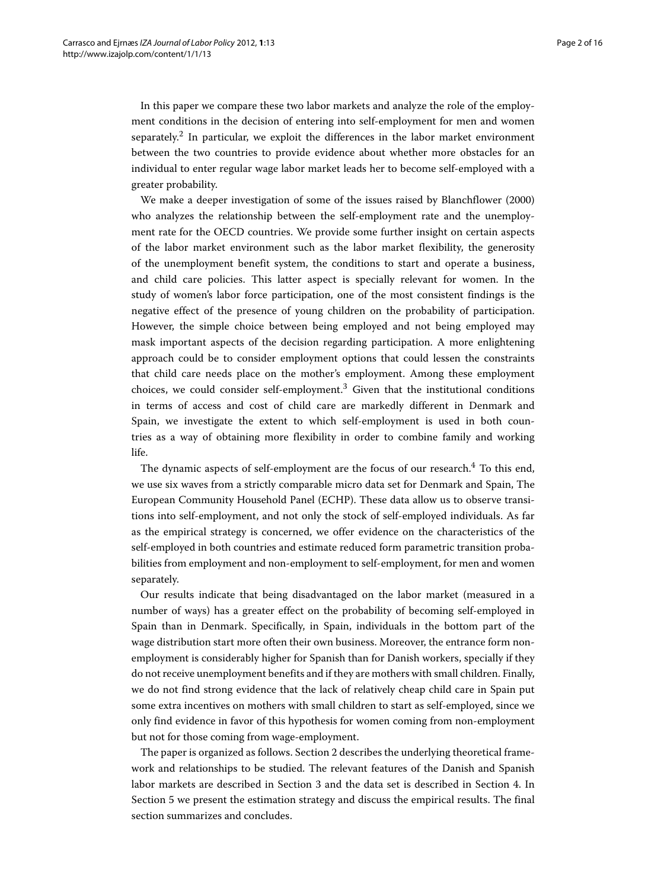In this paper we compare these two labor markets and analyze the role of the employment conditions in the decision of entering into self-employment for men and women separately.[2] In particular, we exploit the differences in the labor market environment between the two countries to provide evidence about whether more obstacles for an individual to enter regular wage labor market leads her to become self-employed with a greater probability.

We make a deeper investigation of some of the issues raised by Blanchflower (2000) who analyzes the relationship between the self-employment rate and the unemployment rate for the OECD countries. We provide some further insight on certain aspects of the labor market environment such as the labor market flexibility, the generosity of the unemployment benefit system, the conditions to start and operate a business, and child care policies. This latter aspect is specially relevant for women. In the study of women's labor force participation, one of the most consistent findings is the negative effect of the presence of young children on the probability of participation. However, the simple choice between being employed and not being employed may mask important aspects of the decision regarding participation. A more enlightening approach could be to consider employment options that could lessen the constraints that child care needs place on the mother's employment. Among these employment choices, we could consider self-employment.[3] Given that the institutional conditions in terms of access and cost of child care are markedly different in Denmark and Spain, we investigate the extent to which self-employment is used in both countries as a way of obtaining more flexibility in order to combine family and working life.

The dynamic aspects of self-employment are the focus of our research.[4] To this end, we use six waves from a strictly comparable micro data set for Denmark and Spain, The European Community Household Panel (ECHP). These data allow us to observe transitions into self-employment, and not only the stock of self-employed individuals. As far as the empirical strategy is concerned, we offer evidence on the characteristics of the self-employed in both countries and estimate reduced form parametric transition probabilities from employment and non-employment to self-employment, for men and women separately.

Our results indicate that being disadvantaged on the labor market (measured in a number of ways) has a greater effect on the probability of becoming self-employed in Spain than in Denmark. Specifically, in Spain, individuals in the bottom part of the wage distribution start more often their own business. Moreover, the entrance form non-employment is considerably higher for Spanish than for Danish workers, specially if they do not receive unemployment benefits and if they are mothers with small children. Finally, we do not find strong evidence that the lack of relatively cheap child care in Spain put some extra incentives on mothers with small children to start as self-employed, since we only find evidence in favor of this hypothesis for women coming from non-employment but not for those coming from wage-employment.

The paper is organized as follows. Section 2 describes the underlying theoretical framework and relationships to be studied. The relevant features of the Danish and Spanish labor markets are described in Section 3 and the data set is described in Section 4. In Section 5 we present the estimation strategy and discuss the empirical results. The final section summarizes and concludes.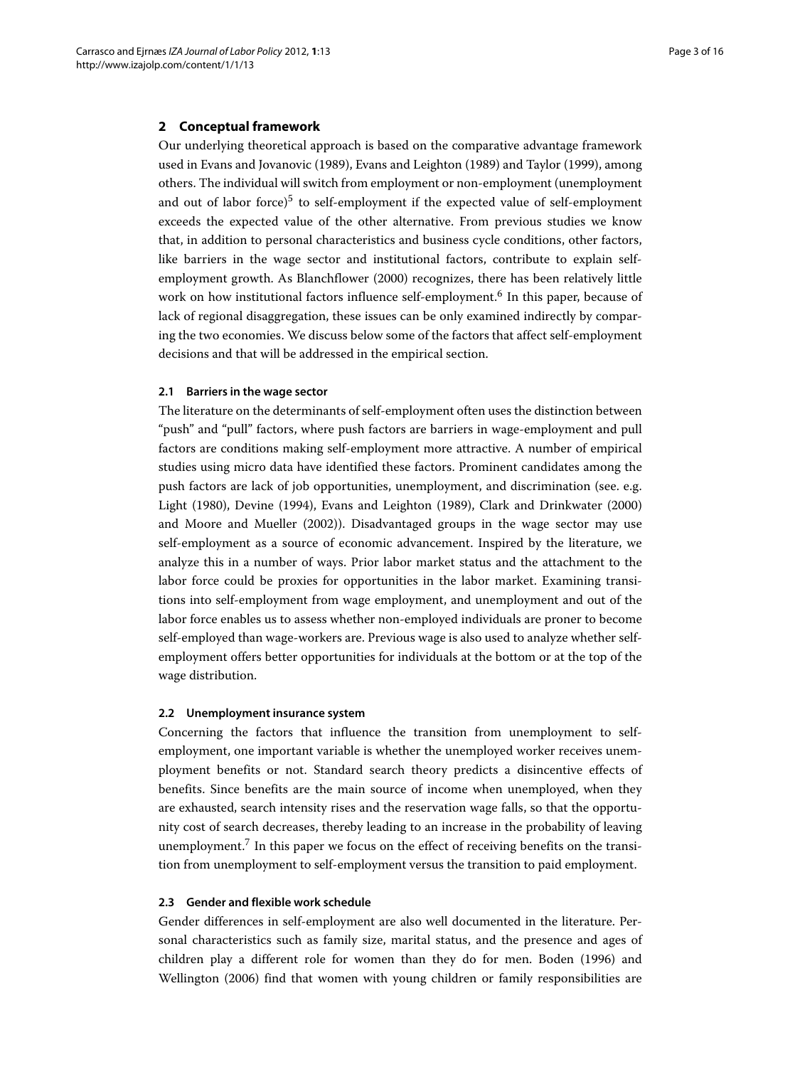## 2 Conceptual framework

Our underlying theoretical approach is based on the comparative advantage framework used in Evans and Jovanovic (1989), Evans and Leighton (1989) and Taylor (1999), among others. The individual will switch from employment or non-employment (unemployment and out of labor force)[5] to self-employment if the expected value of self-employment exceeds the expected value of the other alternative. From previous studies we know that, in addition to personal characteristics and business cycle conditions, other factors, like barriers in the wage sector and institutional factors, contribute to explain self-employment growth. As Blanchflower (2000) recognizes, there has been relatively little work on how institutional factors influence self-employment.[6] In this paper, because of lack of regional disaggregation, these issues can be only examined indirectly by comparing the two economies. We discuss below some of the factors that affect self-employment decisions and that will be addressed in the empirical section.

### 2.1 Barriers in the wage sector

The literature on the determinants of self-employment often uses the distinction between "push" and "pull" factors, where push factors are barriers in wage-employment and pull factors are conditions making self-employment more attractive. A number of empirical studies using micro data have identified these factors. Prominent candidates among the push factors are lack of job opportunities, unemployment, and discrimination (see. e.g. Light (1980), Devine (1994), Evans and Leighton (1989), Clark and Drinkwater (2000) and Moore and Mueller (2002)). Disadvantaged groups in the wage sector may use self-employment as a source of economic advancement. Inspired by the literature, we analyze this in a number of ways. Prior labor market status and the attachment to the labor force could be proxies for opportunities in the labor market. Examining transitions into self-employment from wage employment, and unemployment and out of the labor force enables us to assess whether non-employed individuals are proner to become self-employed than wage-workers are. Previous wage is also used to analyze whether self-employment offers better opportunities for individuals at the bottom or at the top of the wage distribution.

### 2.2 Unemployment insurance system

Concerning the factors that influence the transition from unemployment to self-employment, one important variable is whether the unemployed worker receives unemployment benefits or not. Standard search theory predicts a disincentive effects of benefits. Since benefits are the main source of income when unemployed, when they are exhausted, search intensity rises and the reservation wage falls, so that the opportunity cost of search decreases, thereby leading to an increase in the probability of leaving unemployment.[7] In this paper we focus on the effect of receiving benefits on the transition from unemployment to self-employment versus the transition to paid employment.

### 2.3 Gender and flexible work schedule

Gender differences in self-employment are also well documented in the literature. Personal characteristics such as family size, marital status, and the presence and ages of children play a different role for women than they do for men. Boden (1996) and Wellington (2006) find that women with young children or family responsibilities are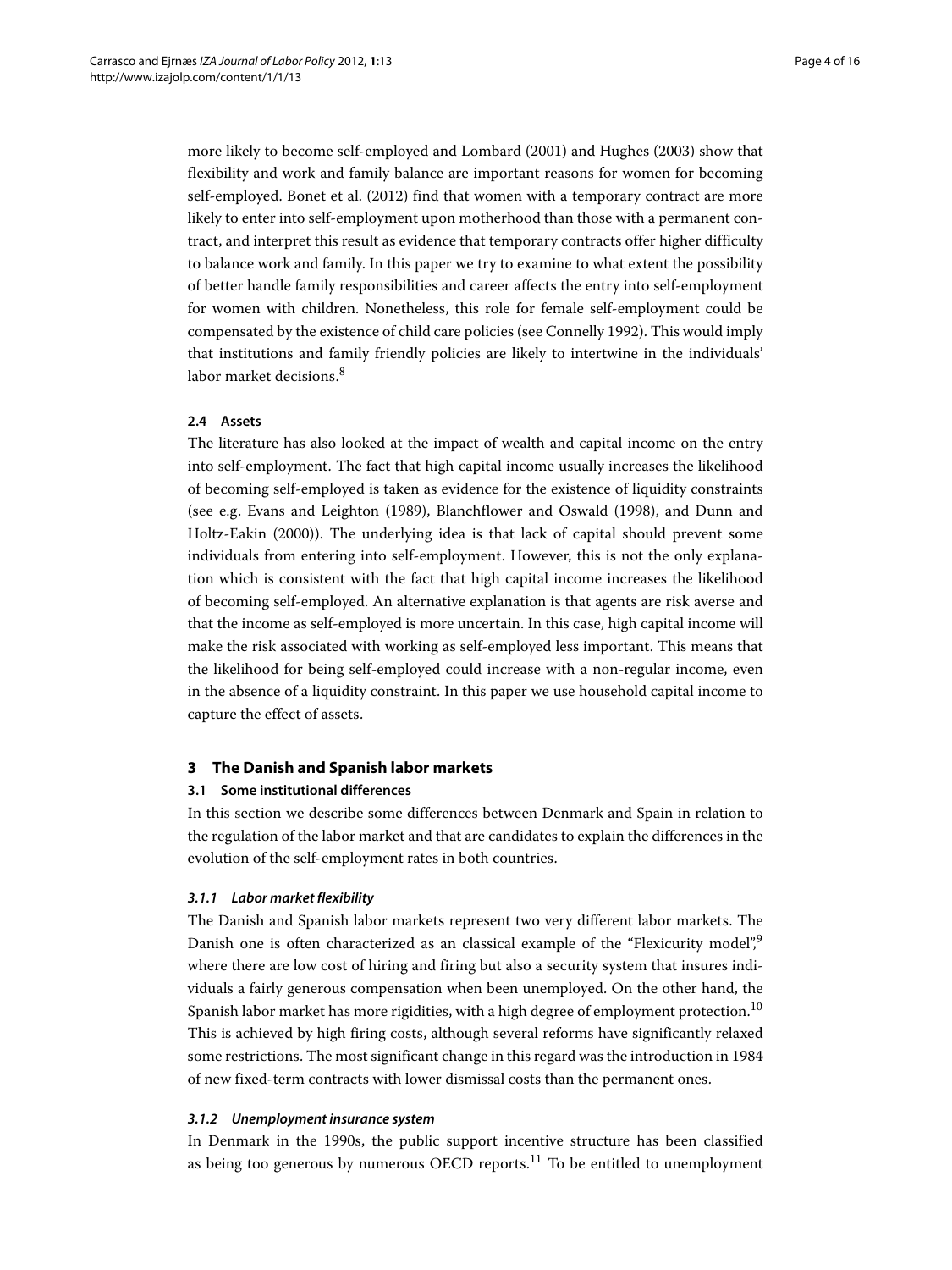more likely to become self-employed and Lombard (2001) and Hughes (2003) show that flexibility and work and family balance are important reasons for women for becoming self-employed. Bonet et al. (2012) find that women with a temporary contract are more likely to enter into self-employment upon motherhood than those with a permanent contract, and interpret this result as evidence that temporary contracts offer higher difficulty to balance work and family. In this paper we try to examine to what extent the possibility of better handle family responsibilities and career affects the entry into self-employment for women with children. Nonetheless, this role for female self-employment could be compensated by the existence of child care policies (see Connelly 1992). This would imply that institutions and family friendly policies are likely to intertwine in the individuals' labor market decisions.[8]

### 2.4 Assets

The literature has also looked at the impact of wealth and capital income on the entry into self-employment. The fact that high capital income usually increases the likelihood of becoming self-employed is taken as evidence for the existence of liquidity constraints (see e.g. Evans and Leighton (1989), Blanchflower and Oswald (1998), and Dunn and Holtz-Eakin (2000)). The underlying idea is that lack of capital should prevent some individuals from entering into self-employment. However, this is not the only explanation which is consistent with the fact that high capital income increases the likelihood of becoming self-employed. An alternative explanation is that agents are risk averse and that the income as self-employed is more uncertain. In this case, high capital income will make the risk associated with working as self-employed less important. This means that the likelihood for being self-employed could increase with a non-regular income, even in the absence of a liquidity constraint. In this paper we use household capital income to capture the effect of assets.

## 3 The Danish and Spanish labor markets

### 3.1 Some institutional differences

In this section we describe some differences between Denmark and Spain in relation to the regulation of the labor market and that are candidates to explain the differences in the evolution of the self-employment rates in both countries.

#### *3.1.1 Labor market flexibility*

The Danish and Spanish labor markets represent two very different labor markets. The Danish one is often characterized as an classical example of the "Flexicurity model",[9] where there are low cost of hiring and firing but also a security system that insures individuals a fairly generous compensation when been unemployed. On the other hand, the Spanish labor market has more rigidities, with a high degree of employment protection.[10] This is achieved by high firing costs, although several reforms have significantly relaxed some restrictions. The most significant change in this regard was the introduction in 1984 of new fixed-term contracts with lower dismissal costs than the permanent ones.

#### *3.1.2 Unemployment insurance system*

In Denmark in the 1990s, the public support incentive structure has been classified as being too generous by numerous OECD reports.[11] To be entitled to unemployment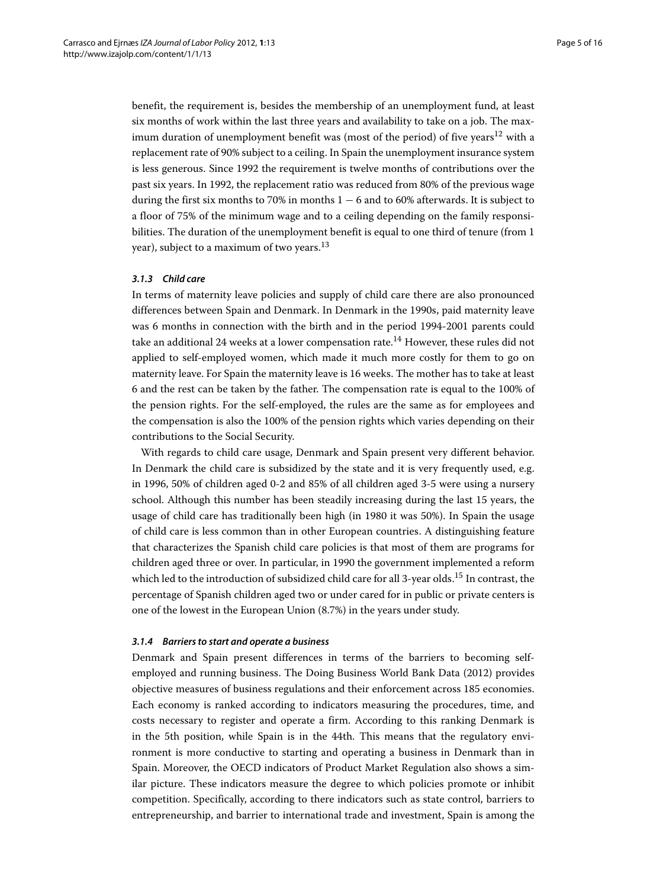benefit, the requirement is, besides the membership of an unemployment fund, at least six months of work within the last three years and availability to take on a job. The maximum duration of unemployment benefit was (most of the period) of five years[12] with a replacement rate of 90% subject to a ceiling. In Spain the unemployment insurance system is less generous. Since 1992 the requirement is twelve months of contributions over the past six years. In 1992, the replacement ratio was reduced from 80% of the previous wage during the first six months to 70% in months $1-6$ and to 60% afterwards. It is subject to a floor of 75% of the minimum wage and to a ceiling depending on the family responsibilities. The duration of the unemployment benefit is equal to one third of tenure (from 1 year), subject to a maximum of two years.[13]

#### *3.1.3 Child care*

In terms of maternity leave policies and supply of child care there are also pronounced differences between Spain and Denmark. In Denmark in the 1990s, paid maternity leave was 6 months in connection with the birth and in the period 1994-2001 parents could take an additional 24 weeks at a lower compensation rate.[14] However, these rules did not applied to self-employed women, which made it much more costly for them to go on maternity leave. For Spain the maternity leave is 16 weeks. The mother has to take at least 6 and the rest can be taken by the father. The compensation rate is equal to the 100% of the pension rights. For the self-employed, the rules are the same as for employees and the compensation is also the 100% of the pension rights which varies depending on their contributions to the Social Security.

With regards to child care usage, Denmark and Spain present very different behavior. In Denmark the child care is subsidized by the state and it is very frequently used, e.g. in 1996, 50% of children aged 0-2 and 85% of all children aged 3-5 were using a nursery school. Although this number has been steadily increasing during the last 15 years, the usage of child care has traditionally been high (in 1980 it was 50%). In Spain the usage of child care is less common than in other European countries. A distinguishing feature that characterizes the Spanish child care policies is that most of them are programs for children aged three or over. In particular, in 1990 the government implemented a reform which led to the introduction of subsidized child care for all 3-year olds.[15] In contrast, the percentage of Spanish children aged two or under cared for in public or private centers is one of the lowest in the European Union (8.7%) in the years under study.

#### *3.1.4 Barriers to start and operate a business*

Denmark and Spain present differences in terms of the barriers to becoming self-employed and running business. The Doing Business World Bank Data (2012) provides objective measures of business regulations and their enforcement across 185 economies. Each economy is ranked according to indicators measuring the procedures, time, and costs necessary to register and operate a firm. According to this ranking Denmark is in the 5th position, while Spain is in the 44th. This means that the regulatory environment is more conductive to starting and operating a business in Denmark than in Spain. Moreover, the OECD indicators of Product Market Regulation also shows a similar picture. These indicators measure the degree to which policies promote or inhibit competition. Specifically, according to there indicators such as state control, barriers to entrepreneurship, and barrier to international trade and investment, Spain is among the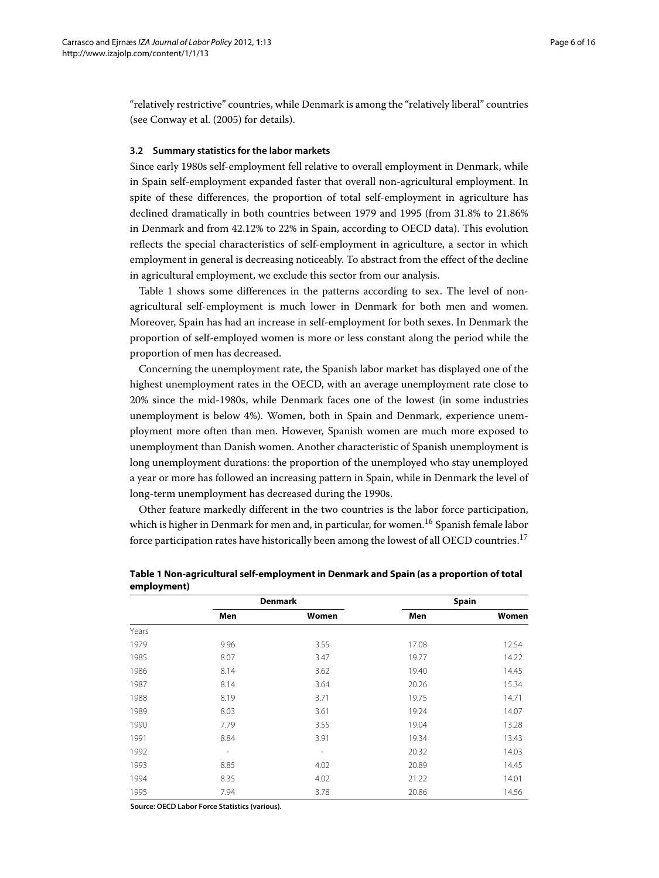"relatively restrictive" countries, while Denmark is among the "relatively liberal" countries (see Conway et al. (2005) for details).

### 3.2 Summary statistics for the labor markets

Since early 1980s self-employment fell relative to overall employment in Denmark, while in Spain self-employment expanded faster that overall non-agricultural employment. In spite of these differences, the proportion of total self-employment in agriculture has declined dramatically in both countries between 1979 and 1995 (from 31.8% to 21.86% in Denmark and from 42.12% to 22% in Spain, according to OECD data). This evolution reflects the special characteristics of self-employment in agriculture, a sector in which employment in general is decreasing noticeably. To abstract from the effect of the decline in agricultural employment, we exclude this sector from our analysis.

Table 1 shows some differences in the patterns according to sex. The level of non-agricultural self-employment is much lower in Denmark for both men and women. Moreover, Spain has had an increase in self-employment for both sexes. In Denmark the proportion of self-employed women is more or less constant along the period while the proportion of men has decreased.

Concerning the unemployment rate, the Spanish labor market has displayed one of the highest unemployment rates in the OECD, with an average unemployment rate close to 20% since the mid-1980s, while Denmark faces one of the lowest (in some industries unemployment is below 4%). Women, both in Spain and Denmark, experience unemployment more often than men. However, Spanish women are much more exposed to unemployment than Danish women. Another characteristic of Spanish unemployment is long unemployment durations: the proportion of the unemployed who stay unemployed a year or more has followed an increasing pattern in Spain, while in Denmark the level of long-term unemployment has decreased during the 1990s.

Other feature markedly different in the two countries is the labor force participation, which is higher in Denmark for men and, in particular, for women.[16] Spanish female labor force participation rates have historically been among the lowest of all OECD countries.[17]

**Table 1 Non-agricultural self-employment in Denmark and Spain (as a proportion of total employment)**

| | Denmark | | Spain | |
|---|---|---|---|---|
| | Men | Women | Men | Women |
| Years | | | | |
| 1979 | 9.96 | 3.55 | 17.08 | 12.54 |
| 1985 | 8.07 | 3.47 | 19.77 | 14.22 |
| 1986 | 8.14 | 3.62 | 19.40 | 14.45 |
| 1987 | 8.14 | 3.64 | 20.26 | 15.34 |
| 1988 | 8.19 | 3.71 | 19.75 | 14.71 |
| 1989 | 8.03 | 3.61 | 19.24 | 14.07 |
| 1990 | 7.79 | 3.55 | 19.04 | 13.28 |
| 1991 | 8.84 | 3.91 | 19.34 | 13.43 |
| 1992 | - | - | 20.32 | 14.03 |
| 1993 | 8.85 | 4.02 | 20.89 | 14.45 |
| 1994 | 8.35 | 4.02 | 21.22 | 14.01 |
| 1995 | 7.94 | 3.78 | 20.86 | 14.56 |

**Source: OECD Labor Force Statistics (various).**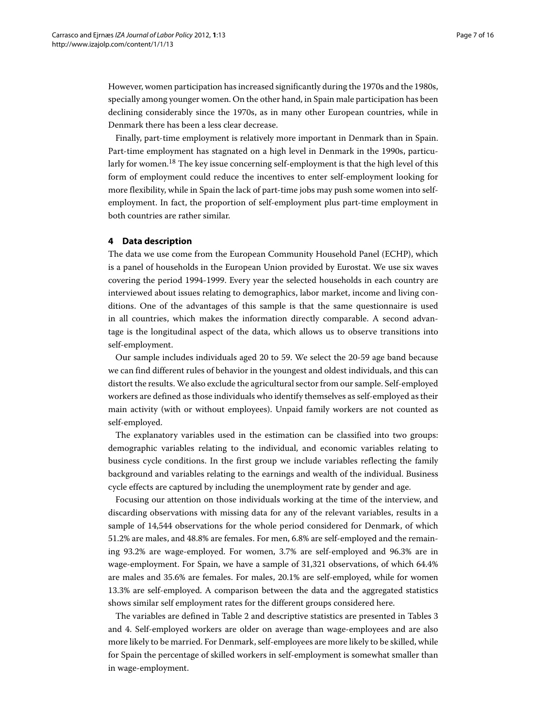However, women participation has increased significantly during the 1970s and the 1980s, specially among younger women. On the other hand, in Spain male participation has been declining considerably since the 1970s, as in many other European countries, while in Denmark there has been a less clear decrease.

Finally, part-time employment is relatively more important in Denmark than in Spain. Part-time employment has stagnated on a high level in Denmark in the 1990s, particularly for women.[18] The key issue concerning self-employment is that the high level of this form of employment could reduce the incentives to enter self-employment looking for more flexibility, while in Spain the lack of part-time jobs may push some women into self-employment. In fact, the proportion of self-employment plus part-time employment in both countries are rather similar.

## 4 Data description

The data we use come from the European Community Household Panel (ECHP), which is a panel of households in the European Union provided by Eurostat. We use six waves covering the period 1994-1999. Every year the selected households in each country are interviewed about issues relating to demographics, labor market, income and living conditions. One of the advantages of this sample is that the same questionnaire is used in all countries, which makes the information directly comparable. A second advantage is the longitudinal aspect of the data, which allows us to observe transitions into self-employment.

Our sample includes individuals aged 20 to 59. We select the 20-59 age band because we can find different rules of behavior in the youngest and oldest individuals, and this can distort the results. We also exclude the agricultural sector from our sample. Self-employed workers are defined as those individuals who identify themselves as self-employed as their main activity (with or without employees). Unpaid family workers are not counted as self-employed.

The explanatory variables used in the estimation can be classified into two groups: demographic variables relating to the individual, and economic variables relating to business cycle conditions. In the first group we include variables reflecting the family background and variables relating to the earnings and wealth of the individual. Business cycle effects are captured by including the unemployment rate by gender and age.

Focusing our attention on those individuals working at the time of the interview, and discarding observations with missing data for any of the relevant variables, results in a sample of 14,544 observations for the whole period considered for Denmark, of which 51.2% are males, and 48.8% are females. For men, 6.8% are self-employed and the remaining 93.2% are wage-employed. For women, 3.7% are self-employed and 96.3% are in wage-employment. For Spain, we have a sample of 31,321 observations, of which 64.4% are males and 35.6% are females. For males, 20.1% are self-employed, while for women 13.3% are self-employed. A comparison between the data and the aggregated statistics shows similar self employment rates for the different groups considered here.

The variables are defined in Table 2 and descriptive statistics are presented in Tables 3 and 4. Self-employed workers are older on average than wage-employees and are also more likely to be married. For Denmark, self-employees are more likely to be skilled, while for Spain the percentage of skilled workers in self-employment is somewhat smaller than in wage-employment.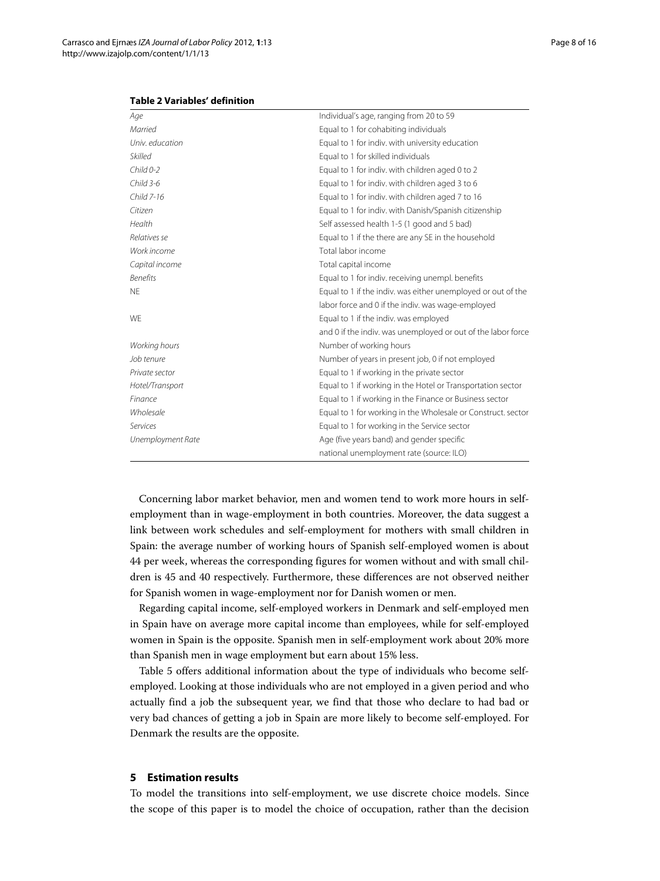**Table 2 Variables' definition**

| | |
|---|---|
| *Age* | Individual's age, ranging from 20 to 59 |
| *Married* | Equal to 1 for cohabiting individuals |
| *Univ. education* | Equal to 1 for indiv. with university education |
| *Skilled* | Equal to 1 for skilled individuals |
| *Child 0-2* | Equal to 1 for indiv. with children aged 0 to 2 |
| *Child 3-6* | Equal to 1 for indiv. with children aged 3 to 6 |
| *Child 7-16* | Equal to 1 for indiv. with children aged 7 to 16 |
| *Citizen* | Equal to 1 for indiv. with Danish/Spanish citizenship |
| *Health* | Self assessed health 1-5 (1 good and 5 bad) |
| *Relatives se* | Equal to 1 if the there are any SE in the household |
| *Work income* | Total labor income |
| *Capital income* | Total capital income |
| *Benefits* | Equal to 1 for indiv. receiving unempl. benefits |
| NE | Equal to 1 if the indiv. was either unemployed or out of the labor force and 0 if the indiv. was wage-employed |
| WE | Equal to 1 if the indiv. was employed and 0 if the indiv. was unemployed or out of the labor force |
| *Working hours* | Number of working hours |
| *Job tenure* | Number of years in present job, 0 if not employed |
| *Private sector* | Equal to 1 if working in the private sector |
| *Hotel/Transport* | Equal to 1 if working in the Hotel or Transportation sector |
| *Finance* | Equal to 1 if working in the Finance or Business sector |
| *Wholesale* | Equal to 1 for working in the Wholesale or Construct. sector |
| *Services* | Equal to 1 for working in the Service sector |
| *Unemployment Rate* | Age (five years band) and gender specific national unemployment rate (source: ILO) |

Concerning labor market behavior, men and women tend to work more hours in self-employment than in wage-employment in both countries. Moreover, the data suggest a link between work schedules and self-employment for mothers with small children in Spain: the average number of working hours of Spanish self-employed women is about 44 per week, whereas the corresponding figures for women without and with small children is 45 and 40 respectively. Furthermore, these differences are not observed neither for Spanish women in wage-employment nor for Danish women or men.

Regarding capital income, self-employed workers in Denmark and self-employed men in Spain have on average more capital income than employees, while for self-employed women in Spain is the opposite. Spanish men in self-employment work about 20% more than Spanish men in wage employment but earn about 15% less.

Table 5 offers additional information about the type of individuals who become self-employed. Looking at those individuals who are not employed in a given period and who actually find a job the subsequent year, we find that those who declare to had bad or very bad chances of getting a job in Spain are more likely to become self-employed. For Denmark the results are the opposite.

## 5 Estimation results

To model the transitions into self-employment, we use discrete choice models. Since the scope of this paper is to model the choice of occupation, rather than the decision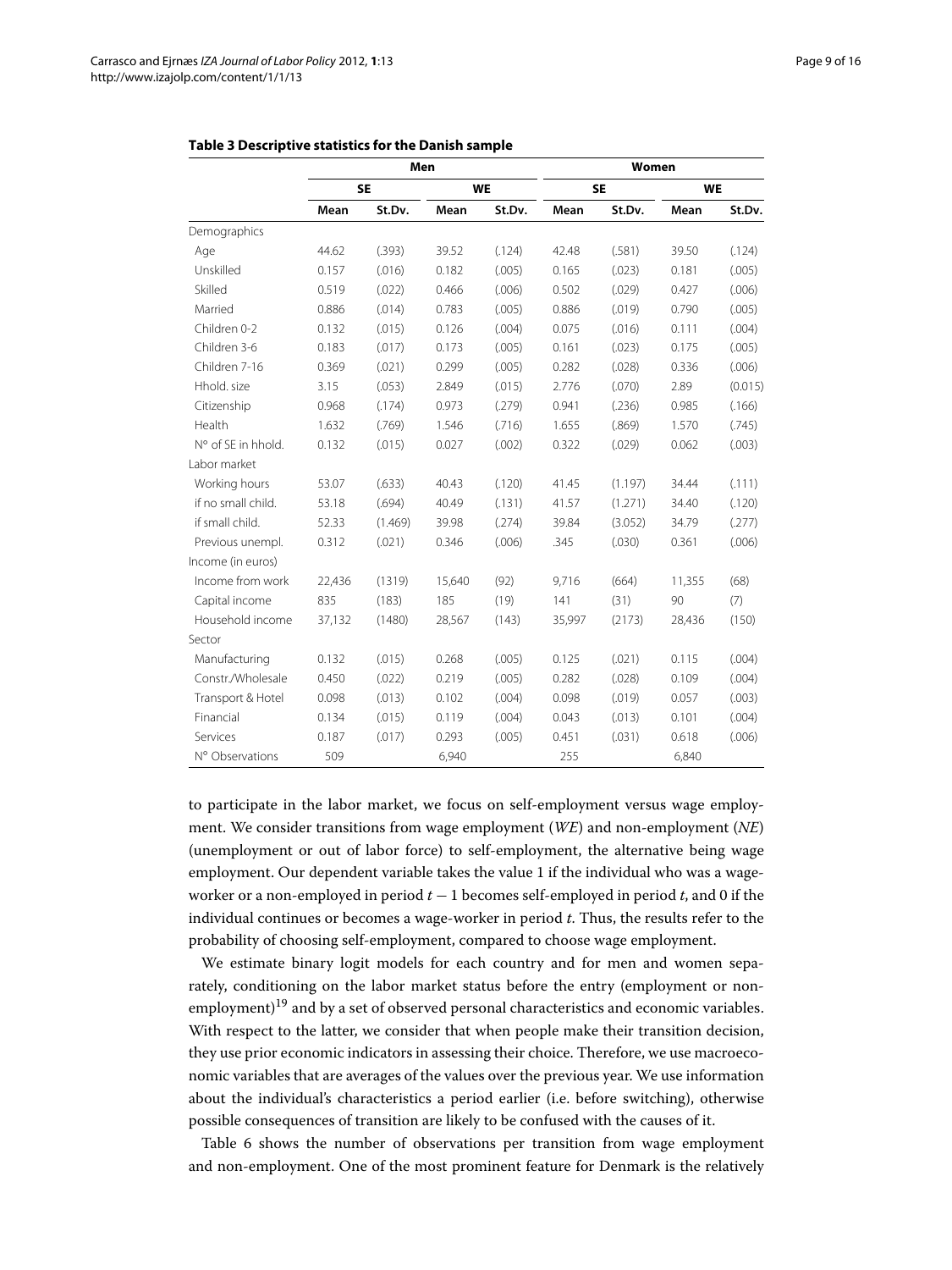**Table 3 Descriptive statistics for the Danish sample**

| | Men | | | | Women | | | |
|---|---|---|---|---|---|---|---|---|
| | SE | | WE | | SE | | WE | |
| | Mean | St.Dv. | Mean | St.Dv. | Mean | St.Dv. | Mean | St.Dv. |
| Demographics | | | | | | | | |
| Age | 44.62 | (.393) | 39.52 | (.124) | 42.48 | (.581) | 39.50 | (.124) |
| Unskilled | 0.157 | (.016) | 0.182 | (.005) | 0.165 | (.023) | 0.181 | (.005) |
| Skilled | 0.519 | (.022) | 0.466 | (.006) | 0.502 | (.029) | 0.427 | (.006) |
| Married | 0.886 | (.014) | 0.783 | (.005) | 0.886 | (.019) | 0.790 | (.005) |
| Children 0-2 | 0.132 | (.015) | 0.126 | (.004) | 0.075 | (.016) | 0.111 | (.004) |
| Children 3-6 | 0.183 | (.017) | 0.173 | (.005) | 0.161 | (.023) | 0.175 | (.005) |
| Children 7-16 | 0.369 | (.021) | 0.299 | (.005) | 0.282 | (.028) | 0.336 | (.006) |
| Hhold. size | 3.15 | (.053) | 2.849 | (.015) | 2.776 | (.070) | 2.89 | (0.015) |
| Citizenship | 0.968 | (.174) | 0.973 | (.279) | 0.941 | (.236) | 0.985 | (.166) |
| Health | 1.632 | (.769) | 1.546 | (.716) | 1.655 | (.869) | 1.570 | (.745) |
| N° of SE in hhold. | 0.132 | (.015) | 0.027 | (.002) | 0.322 | (.029) | 0.062 | (.003) |
| Labor market | | | | | | | | |
| Working hours | 53.07 | (.633) | 40.43 | (.120) | 41.45 | (1.197) | 34.44 | (.111) |
| if no small child. | 53.18 | (.694) | 40.49 | (.131) | 41.57 | (1.271) | 34.40 | (.120) |
| if small child. | 52.33 | (1.469) | 39.98 | (.274) | 39.84 | (3.052) | 34.79 | (.277) |
| Previous unempl. | 0.312 | (.021) | 0.346 | (.006) | .345 | (.030) | 0.361 | (.006) |
| Income (in euros) | | | | | | | | |
| Income from work | 22,436 | (1319) | 15,640 | (92) | 9,716 | (664) | 11,355 | (68) |
| Capital income | 835 | (183) | 185 | (19) | 141 | (31) | 90 | (7) |
| Household income | 37,132 | (1480) | 28,567 | (143) | 35,997 | (2173) | 28,436 | (150) |
| Sector | | | | | | | | |
| Manufacturing | 0.132 | (.015) | 0.268 | (.005) | 0.125 | (.021) | 0.115 | (.004) |
| Constr./Wholesale | 0.450 | (.022) | 0.219 | (.005) | 0.282 | (.028) | 0.109 | (.004) |
| Transport & Hotel | 0.098 | (.013) | 0.102 | (.004) | 0.098 | (.019) | 0.057 | (.003) |
| Financial | 0.134 | (.015) | 0.119 | (.004) | 0.043 | (.013) | 0.101 | (.004) |
| Services | 0.187 | (.017) | 0.293 | (.005) | 0.451 | (.031) | 0.618 | (.006) |
| N° Observations | 509 | | 6,940 | | 255 | | 6,840 | |

to participate in the labor market, we focus on self-employment versus wage employment. We consider transitions from wage employment (*WE*) and non-employment (*NE*) (unemployment or out of labor force) to self-employment, the alternative being wage employment. Our dependent variable takes the value 1 if the individual who was a wage-worker or a non-employed in period $t-1$ becomes self-employed in period $t$, and 0 if the individual continues or becomes a wage-worker in period $t$. Thus, the results refer to the probability of choosing self-employment, compared to choose wage employment.

We estimate binary logit models for each country and for men and women separately, conditioning on the labor market status before the entry (employment or non-employment)[19] and by a set of observed personal characteristics and economic variables. With respect to the latter, we consider that when people make their transition decision, they use prior economic indicators in assessing their choice. Therefore, we use macroeconomic variables that are averages of the values over the previous year. We use information about the individual's characteristics a period earlier (i.e. before switching), otherwise possible consequences of transition are likely to be confused with the causes of it.

Table 6 shows the number of observations per transition from wage employment and non-employment. One of the most prominent feature for Denmark is the relatively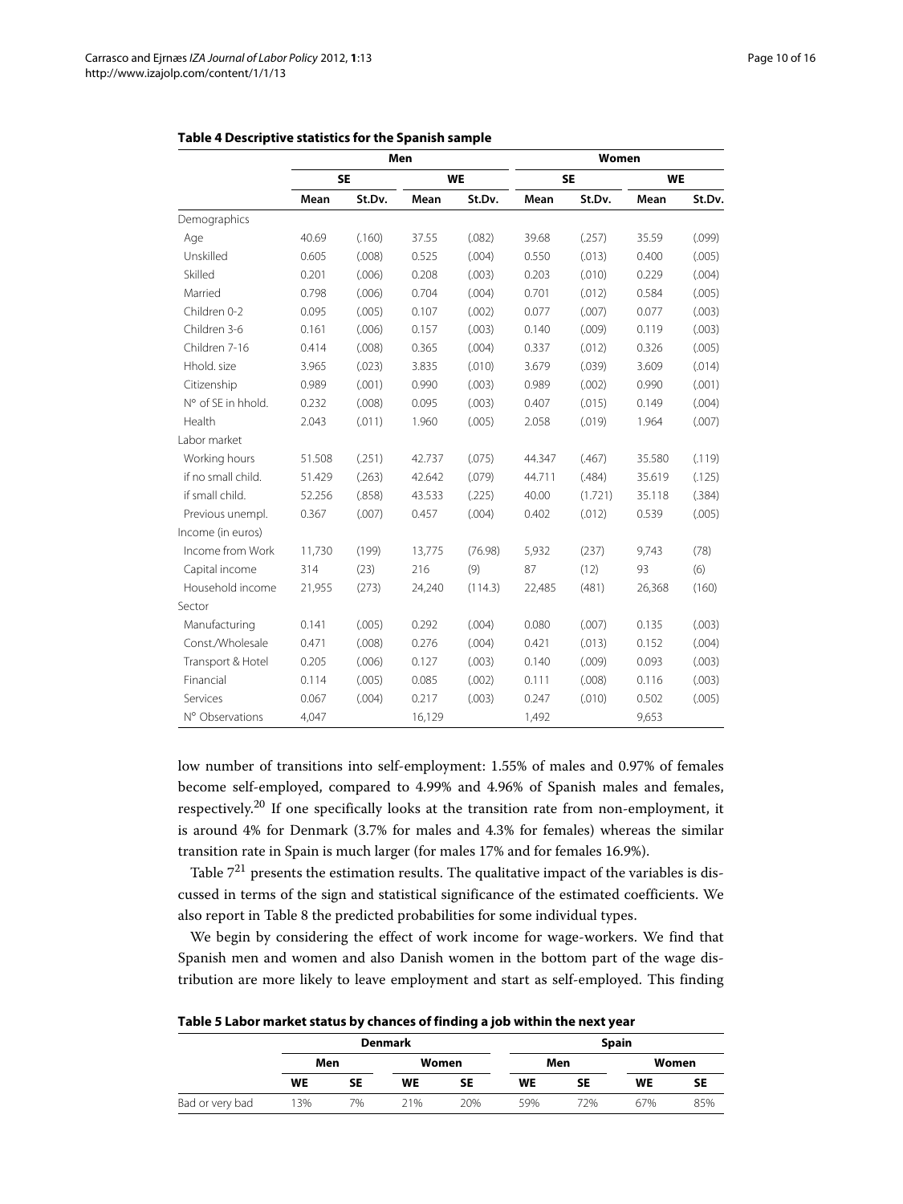**Table 4 Descriptive statistics for the Spanish sample**

| | Men | | | | Women | | | |
|---|---|---|---|---|---|---|---|---|
| | SE | | WE | | SE | | WE | |
| | Mean | St.Dv. | Mean | St.Dv. | Mean | St.Dv. | Mean | St.Dv. |
| Demographics | | | | | | | | |
| Age | 40.69 | (.160) | 37.55 | (.082) | 39.68 | (.257) | 35.59 | (.099) |
| Unskilled | 0.605 | (.008) | 0.525 | (.004) | 0.550 | (.013) | 0.400 | (.005) |
| Skilled | 0.201 | (.006) | 0.208 | (.003) | 0.203 | (.010) | 0.229 | (.004) |
| Married | 0.798 | (.006) | 0.704 | (.004) | 0.701 | (.012) | 0.584 | (.005) |
| Children 0-2 | 0.095 | (.005) | 0.107 | (.002) | 0.077 | (.007) | 0.077 | (.003) |
| Children 3-6 | 0.161 | (.006) | 0.157 | (.003) | 0.140 | (.009) | 0.119 | (.003) |
| Children 7-16 | 0.414 | (.008) | 0.365 | (.004) | 0.337 | (.012) | 0.326 | (.005) |
| Hhold. size | 3.965 | (.023) | 3.835 | (.010) | 3.679 | (.039) | 3.609 | (.014) |
| Citizenship | 0.989 | (.001) | 0.990 | (.003) | 0.989 | (.002) | 0.990 | (.001) |
| N° of SE in hhold. | 0.232 | (.008) | 0.095 | (.003) | 0.407 | (.015) | 0.149 | (.004) |
| Health | 2.043 | (.011) | 1.960 | (.005) | 2.058 | (.019) | 1.964 | (.007) |
| Labor market | | | | | | | | |
| Working hours | 51.508 | (.251) | 42.737 | (.075) | 44.347 | (.467) | 35.580 | (.119) |
| if no small child. | 51.429 | (.263) | 42.642 | (.079) | 44.711 | (.484) | 35.619 | (.125) |
| if small child. | 52.256 | (.858) | 43.533 | (.225) | 40.00 | (1.721) | 35.118 | (.384) |
| Previous unempl. | 0.367 | (.007) | 0.457 | (.004) | 0.402 | (.012) | 0.539 | (.005) |
| Income (in euros) | | | | | | | | |
| Income from Work | 11,730 | (199) | 13,775 | (76.98) | 5,932 | (237) | 9,743 | (78) |
| Capital income | 314 | (23) | 216 | (9) | 87 | (12) | 93 | (6) |
| Household income | 21,955 | (273) | 24,240 | (114.3) | 22,485 | (481) | 26,368 | (160) |
| Sector | | | | | | | | |
| Manufacturing | 0.141 | (.005) | 0.292 | (.004) | 0.080 | (.007) | 0.135 | (.003) |
| Const./Wholesale | 0.471 | (.008) | 0.276 | (.004) | 0.421 | (.013) | 0.152 | (.004) |
| Transport & Hotel | 0.205 | (.006) | 0.127 | (.003) | 0.140 | (.009) | 0.093 | (.003) |
| Financial | 0.114 | (.005) | 0.085 | (.002) | 0.111 | (.008) | 0.116 | (.003) |
| Services | 0.067 | (.004) | 0.217 | (.003) | 0.247 | (.010) | 0.502 | (.005) |
| N° Observations | 4,047 | | 16,129 | | 1,492 | | 9,653 | |

low number of transitions into self-employment: 1.55% of males and 0.97% of females become self-employed, compared to 4.99% and 4.96% of Spanish males and females, respectively.[20] If one specifically looks at the transition rate from non-employment, it is around 4% for Denmark (3.7% for males and 4.3% for females) whereas the similar transition rate in Spain is much larger (for males 17% and for females 16.9%).

Table 7[21] presents the estimation results. The qualitative impact of the variables is discussed in terms of the sign and statistical significance of the estimated coefficients. We also report in Table 8 the predicted probabilities for some individual types.

We begin by considering the effect of work income for wage-workers. We find that Spanish men and women and also Danish women in the bottom part of the wage distribution are more likely to leave employment and start as self-employed. This finding

**Table 5 Labor market status by chances of finding a job within the next year**

| | Denmark | | | | Spain | | | |
|---|---|---|---|---|---|---|---|---|
| | Men | | Women | | Men | | Women | |
| | WE | SE | WE | SE | WE | SE | WE | SE |
| Bad or very bad | 13% | 7% | 21% | 20% | 59% | 72% | 67% | 85% |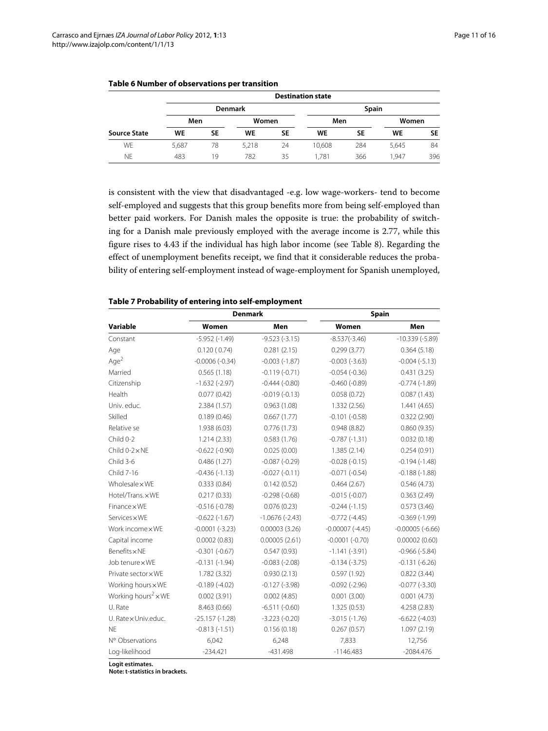**Table 6 Number of observations per transition**

| | Destination state | | | | | | | |
|---|---|---|---|---|---|---|---|---|
| | Denmark | | | | Spain | | | |
| | Men | | Women | | Men | | Women | |
| Source State | WE | SE | WE | SE | WE | SE | WE | SE |
| WE | 5,687 | 78 | 5,218 | 24 | 10,608 | 284 | 5,645 | 84 |
| NE | 483 | 19 | 782 | 35 | 1,781 | 366 | 1,947 | 396 |

is consistent with the view that disadvantaged -e.g. low wage-workers- tend to become self-employed and suggests that this group benefits more from being self-employed than better paid workers. For Danish males the opposite is true: the probability of switching for a Danish male previously employed with the average income is 2.77, while this figure rises to 4.43 if the individual has high labor income (see Table 8). Regarding the effect of unemployment benefits receipt, we find that it considerable reduces the probability of entering self-employment instead of wage-employment for Spanish unemployed,

**Table 7 Probability of entering into self-employment**

| | Denmark | | Spain | |
|---|---|---|---|---|
| Variable | Women | Men | Women | Men |
| Constant | -5.952 (-1.49) | -9.523 (-3.15) | -8.537(-3.46) | -10.339 (-5.89) |
| Age | 0.120 ( 0.74) | 0.281 (2.15) | 0.299 (3.77) | 0.364 (5.18) |
| Age$^2$ | -0.0006 (-0.34) | -0.003 (-1.87) | -0.003 (-3.63) | -0.004 (-5.13) |
| Married | 0.565 (1.18) | -0.119 (-0.71) | -0.054 (-0.36) | 0.431 (3.25) |
| Citizenship | -1.632 (-2.97) | -0.444 (-0.80) | -0.460 (-0.89) | -0.774 (-1.89) |
| Health | 0.077 (0.42) | -0.019 (-0.13) | 0.058 (0.72) | 0.087 (1.43) |
| Univ. educ. | 2.384 (1.57) | 0.963 (1.08) | 1.332 (2.56) | 1.441 (4.65) |
| Skilled | 0.189 (0.46) | 0.667 (1.77) | -0.101 (-0.58) | 0.322 (2.90) |
| Relative se | 1.938 (6.03) | 0.776 (1.73) | 0.948 (8.82) | 0.860 (9.35) |
| Child 0-2 | 1.214 (2.33) | 0.583 (1.76) | -0.787 (-1.31) | 0.032 (0.18) |
| Child 0-2×NE | -0.622 (-0.90) | 0.025 (0.00) | 1.385 (2.14) | 0.254 (0.91) |
| Child 3-6 | 0.486 (1.27) | -0.087 (-0.29) | -0.028 (-0.15) | -0.194 (-1.48) |
| Child 7-16 | -0.436 (-1.13) | -0.027 (-0.11) | -0.071 (-0.54) | -0.188 (-1.88) |
| Wholesale×WE | 0.333 (0.84) | 0.142 (0.52) | 0.464 (2.67) | 0.546 (4.73) |
| Hotel/Trans.×WE | 0.217 (0.33) | -0.298 (-0.68) | -0.015 (-0.07) | 0.363 (2.49) |
| Finance×WE | -0.516 (-0.78) | 0.076 (0.23) | -0.244 (-1.15) | 0.573 (3.46) |
| Services×WE | -0.622 (-1.67) | -1.0676 (-2.43) | -0.772 (-4.45) | -0.369 (-1.99) |
| Work income×WE | -0.0001 (-3.23) | 0.00003 (3.26) | -0.00007 (-4.45) | -0.00005 (-6.66) |
| Capital income | 0.0002 (0.83) | 0.00005 (2.61) | -0.0001 (-0.70) | 0.00002 (0.60) |
| Benefits×NE | -0.301 (-0.67) | 0.547 (0.93) | -1.141 (-3.91) | -0.966 (-5.84) |
| Job tenure×WE | -0.131 (-1.94) | -0.083 (-2.08) | -0.134 (-3.75) | -0.131 (-6.26) |
| Private sector×WE | 1.782 (3.32) | 0.930 (2.13) | 0.597 (1.92) | 0.822 (3.44) |
| Working hours×WE | -0.189 (-4.02) | -0.127 (-3.98) | -0.092 (-2.96) | -0.077 (-3.30) |
| Working hours$^2$×WE | 0.002 (3.91) | 0.002 (4.85) | 0.001 (3.00) | 0.001 (4.73) |
| U. Rate | 8.463 (0.66) | -6.511 (-0.60) | 1.325 (0.53) | 4.258 (2.83) |
| U. Rate×Univ.educ. | -25.157 (-1.28) | -3.223 (-0.20) | -3.015 (-1.76) | -6.622 (-4.03) |
| NE | -0.813 (-1.51) | 0.156 (0.18) | 0.267 (0.57) | 1.097 (2.19) |
| N° Observations | 6,042 | 6,248 | 7,833 | 12,756 |
| Log-likelihood | -234.421 | -431.498 | -1146.483 | -2084.476 |

**Logit estimates.**
**Note: t-statistics in brackets.**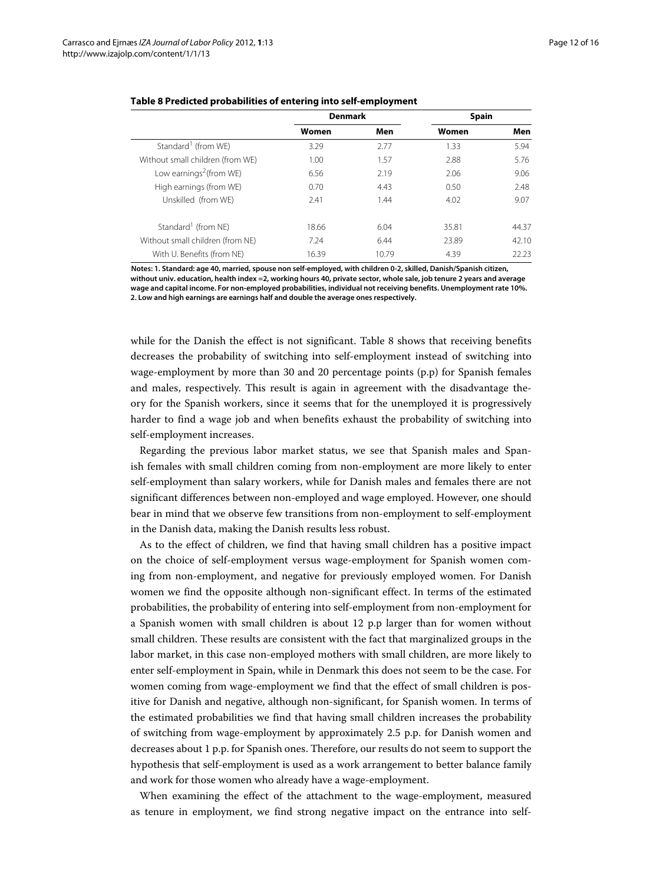**Table 8 Predicted probabilities of entering into self-employment**

| | Denmark | | Spain | |
|---|---|---|---|---|
| | **Women** | **Men** | **Women** | **Men** |
| Standard[1] (from WE) | 3.29 | 2.77 | 1.33 | 5.94 |
| Without small children (from WE) | 1.00 | 1.57 | 2.88 | 5.76 |
| Low earnings[2] (from WE) | 6.56 | 2.19 | 2.06 | 9.06 |
| High earnings (from WE) | 0.70 | 4.43 | 0.50 | 2.48 |
| Unskilled (from WE) | 2.41 | 1.44 | 4.02 | 9.07 |
| Standard[1] (from NE) | 18.66 | 6.04 | 35.81 | 44.37 |
| Without small children (from NE) | 7.24 | 6.44 | 23.89 | 42.10 |
| With U. Benefits (from NE) | 16.39 | 10.79 | 4.39 | 22.23 |

**Notes: 1. Standard: age 40, married, spouse non self-employed, with children 0-2, skilled, Danish/Spanish citizen, without univ. education, health index =2, working hours 40, private sector, whole sale, job tenure 2 years and average wage and capital income. For non-employed probabilities, individual not receiving benefits. Unemployment rate 10%. 2. Low and high earnings are earnings half and double the average ones respectively.**

while for the Danish the effect is not significant. Table 8 shows that receiving benefits decreases the probability of switching into self-employment instead of switching into wage-employment by more than 30 and 20 percentage points (p.p) for Spanish females and males, respectively. This result is again in agreement with the disadvantage theory for the Spanish workers, since it seems that for the unemployed it is progressively harder to find a wage job and when benefits exhaust the probability of switching into self-employment increases.

Regarding the previous labor market status, we see that Spanish males and Spanish females with small children coming from non-employment are more likely to enter self-employment than salary workers, while for Danish males and females there are not significant differences between non-employed and wage employed. However, one should bear in mind that we observe few transitions from non-employment to self-employment in the Danish data, making the Danish results less robust.

As to the effect of children, we find that having small children has a positive impact on the choice of self-employment versus wage-employment for Spanish women coming from non-employment, and negative for previously employed women. For Danish women we find the opposite although non-significant effect. In terms of the estimated probabilities, the probability of entering into self-employment from non-employment for a Spanish women with small children is about 12 p.p larger than for women without small children. These results are consistent with the fact that marginalized groups in the labor market, in this case non-employed mothers with small children, are more likely to enter self-employment in Spain, while in Denmark this does not seem to be the case. For women coming from wage-employment we find that the effect of small children is positive for Danish and negative, although non-significant, for Spanish women. In terms of the estimated probabilities we find that having small children increases the probability of switching from wage-employment by approximately 2.5 p.p. for Danish women and decreases about 1 p.p. for Spanish ones. Therefore, our results do not seem to support the hypothesis that self-employment is used as a work arrangement to better balance family and work for those women who already have a wage-employment.

When examining the effect of the attachment to the wage-employment, measured as tenure in employment, we find strong negative impact on the entrance into self-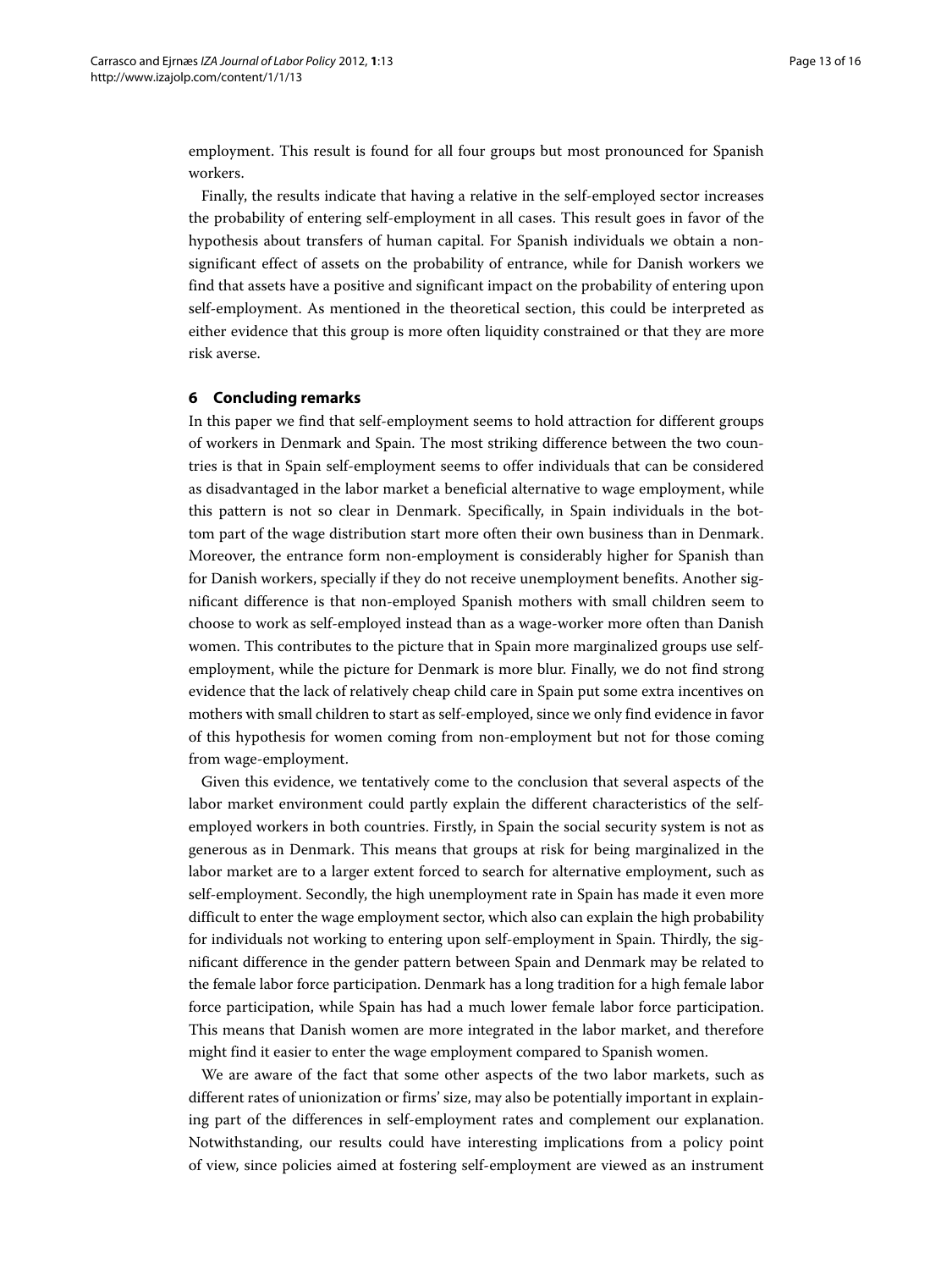employment. This result is found for all four groups but most pronounced for Spanish workers.

Finally, the results indicate that having a relative in the self-employed sector increases the probability of entering self-employment in all cases. This result goes in favor of the hypothesis about transfers of human capital. For Spanish individuals we obtain a non-significant effect of assets on the probability of entrance, while for Danish workers we find that assets have a positive and significant impact on the probability of entering upon self-employment. As mentioned in the theoretical section, this could be interpreted as either evidence that this group is more often liquidity constrained or that they are more risk averse.

## 6 Concluding remarks

In this paper we find that self-employment seems to hold attraction for different groups of workers in Denmark and Spain. The most striking difference between the two countries is that in Spain self-employment seems to offer individuals that can be considered as disadvantaged in the labor market a beneficial alternative to wage employment, while this pattern is not so clear in Denmark. Specifically, in Spain individuals in the bottom part of the wage distribution start more often their own business than in Denmark. Moreover, the entrance form non-employment is considerably higher for Spanish than for Danish workers, specially if they do not receive unemployment benefits. Another significant difference is that non-employed Spanish mothers with small children seem to choose to work as self-employed instead than as a wage-worker more often than Danish women. This contributes to the picture that in Spain more marginalized groups use self-employment, while the picture for Denmark is more blur. Finally, we do not find strong evidence that the lack of relatively cheap child care in Spain put some extra incentives on mothers with small children to start as self-employed, since we only find evidence in favor of this hypothesis for women coming from non-employment but not for those coming from wage-employment.

Given this evidence, we tentatively come to the conclusion that several aspects of the labor market environment could partly explain the different characteristics of the self-employed workers in both countries. Firstly, in Spain the social security system is not as generous as in Denmark. This means that groups at risk for being marginalized in the labor market are to a larger extent forced to search for alternative employment, such as self-employment. Secondly, the high unemployment rate in Spain has made it even more difficult to enter the wage employment sector, which also can explain the high probability for individuals not working to entering upon self-employment in Spain. Thirdly, the significant difference in the gender pattern between Spain and Denmark may be related to the female labor force participation. Denmark has a long tradition for a high female labor force participation, while Spain has had a much lower female labor force participation. This means that Danish women are more integrated in the labor market, and therefore might find it easier to enter the wage employment compared to Spanish women.

We are aware of the fact that some other aspects of the two labor markets, such as different rates of unionization or firms' size, may also be potentially important in explaining part of the differences in self-employment rates and complement our explanation. Notwithstanding, our results could have interesting implications from a policy point of view, since policies aimed at fostering self-employment are viewed as an instrument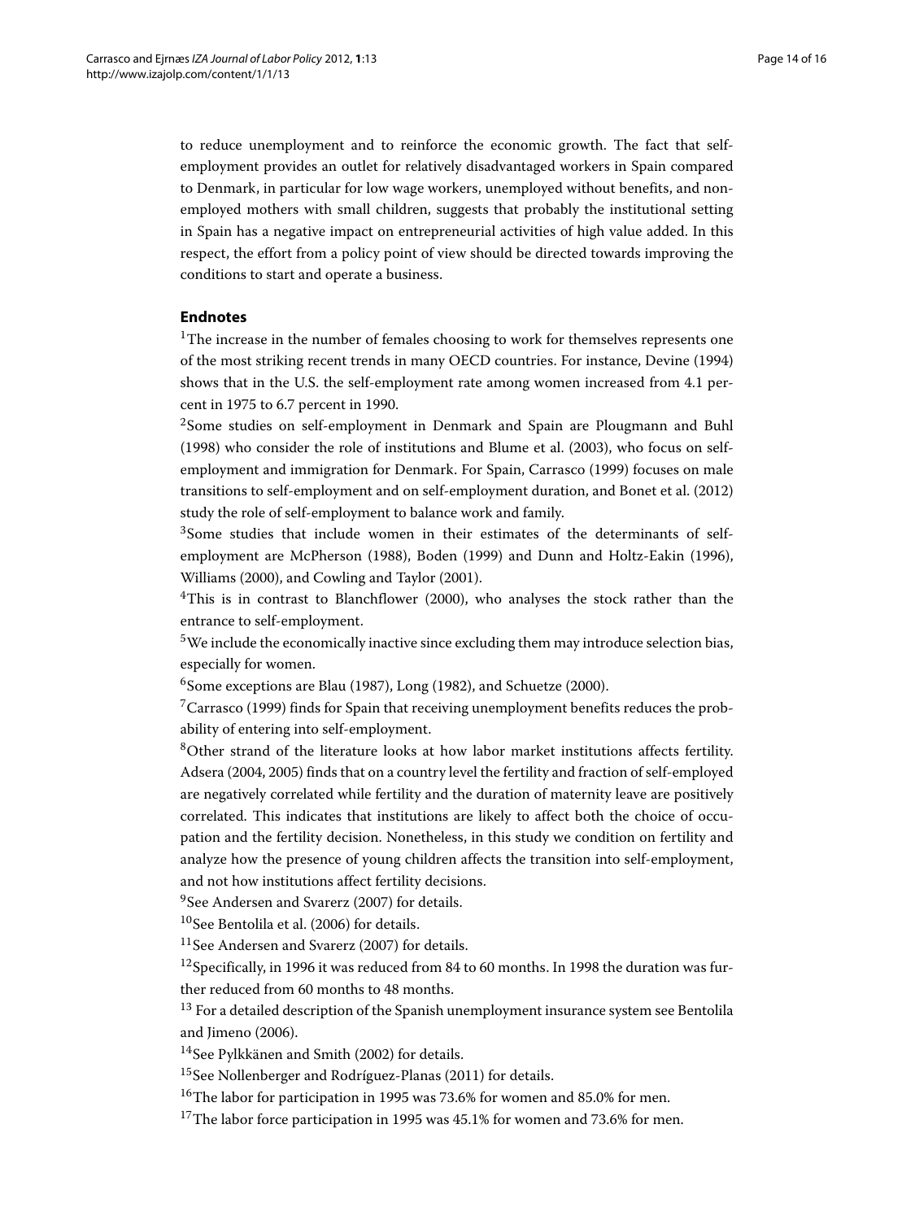to reduce unemployment and to reinforce the economic growth. The fact that self-employment provides an outlet for relatively disadvantaged workers in Spain compared to Denmark, in particular for low wage workers, unemployed without benefits, and non-employed mothers with small children, suggests that probably the institutional setting in Spain has a negative impact on entrepreneurial activities of high value added. In this respect, the effort from a policy point of view should be directed towards improving the conditions to start and operate a business.

## Endnotes

[1]The increase in the number of females choosing to work for themselves represents one of the most striking recent trends in many OECD countries. For instance, Devine (1994) shows that in the U.S. the self-employment rate among women increased from 4.1 percent in 1975 to 6.7 percent in 1990.

[2]Some studies on self-employment in Denmark and Spain are Plougmann and Buhl (1998) who consider the role of institutions and Blume et al. (2003), who focus on self-employment and immigration for Denmark. For Spain, Carrasco (1999) focuses on male transitions to self-employment and on self-employment duration, and Bonet et al. (2012) study the role of self-employment to balance work and family.

[3]Some studies that include women in their estimates of the determinants of self-employment are McPherson (1988), Boden (1999) and Dunn and Holtz-Eakin (1996), Williams (2000), and Cowling and Taylor (2001).

[4]This is in contrast to Blanchflower (2000), who analyses the stock rather than the entrance to self-employment.

[5]We include the economically inactive since excluding them may introduce selection bias, especially for women.

[6]Some exceptions are Blau (1987), Long (1982), and Schuetze (2000).

[7]Carrasco (1999) finds for Spain that receiving unemployment benefits reduces the probability of entering into self-employment.

[8]Other strand of the literature looks at how labor market institutions affects fertility. Adsera (2004, 2005) finds that on a country level the fertility and fraction of self-employed are negatively correlated while fertility and the duration of maternity leave are positively correlated. This indicates that institutions are likely to affect both the choice of occupation and the fertility decision. Nonetheless, in this study we condition on fertility and analyze how the presence of young children affects the transition into self-employment, and not how institutions affect fertility decisions.

[9]See Andersen and Svarerz (2007) for details.

[10]See Bentolila et al. (2006) for details.

[11]See Andersen and Svarerz (2007) for details.

[12]Specifically, in 1996 it was reduced from 84 to 60 months. In 1998 the duration was further reduced from 60 months to 48 months.

[13] For a detailed description of the Spanish unemployment insurance system see Bentolila and Jimeno (2006).

[14]See Pylkkänen and Smith (2002) for details.

[15]See Nollenberger and Rodríguez-Planas (2011) for details.

[16]The labor for participation in 1995 was 73.6% for women and 85.0% for men.

[17]The labor force participation in 1995 was 45.1% for women and 73.6% for men.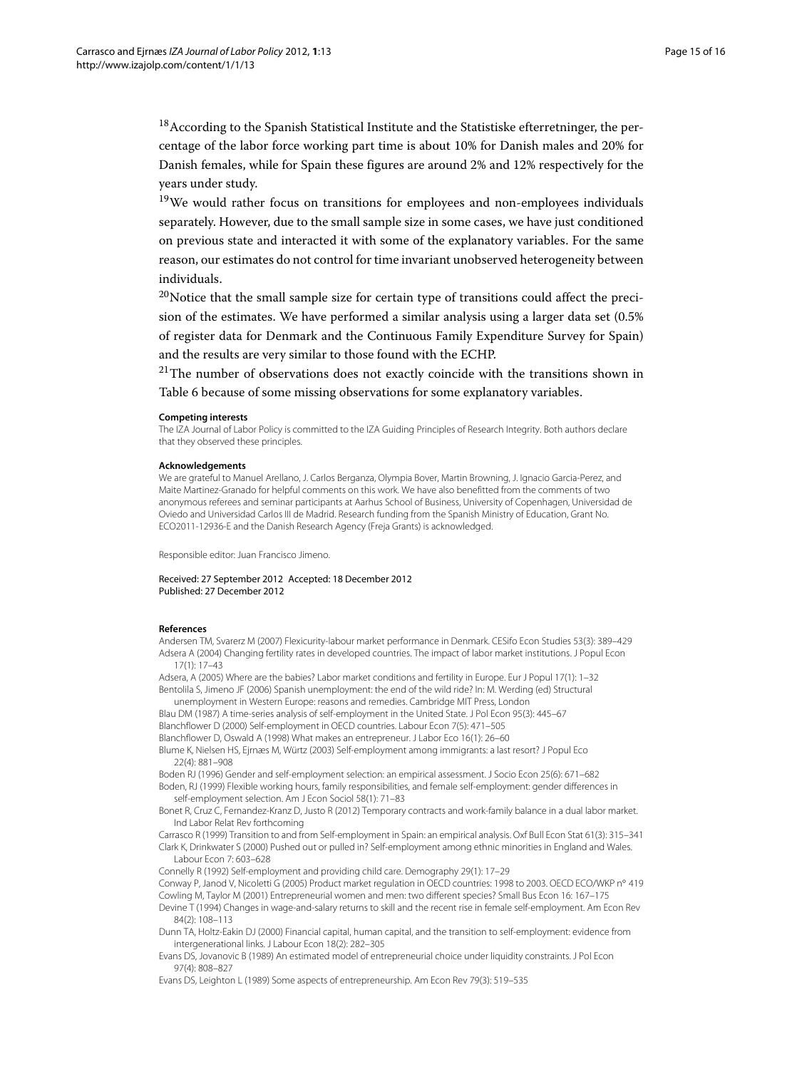[18]According to the Spanish Statistical Institute and the Statistiske efterretninger, the percentage of the labor force working part time is about 10% for Danish males and 20% for Danish females, while for Spain these figures are around 2% and 12% respectively for the years under study.

[19]We would rather focus on transitions for employees and non-employees individuals separately. However, due to the small sample size in some cases, we have just conditioned on previous state and interacted it with some of the explanatory variables. For the same reason, our estimates do not control for time invariant unobserved heterogeneity between individuals.

[20]Notice that the small sample size for certain type of transitions could affect the precision of the estimates. We have performed a similar analysis using a larger data set (0.5% of register data for Denmark and the Continuous Family Expenditure Survey for Spain) and the results are very similar to those found with the ECHP.

[21]The number of observations does not exactly coincide with the transitions shown in Table 6 because of some missing observations for some explanatory variables.

**Competing interests**

The IZA Journal of Labor Policy is committed to the IZA Guiding Principles of Research Integrity. Both authors declare that they observed these principles.

**Acknowledgements**

We are grateful to Manuel Arellano, J. Carlos Berganza, Olympia Bover, Martin Browning, J. Ignacio Garcia-Perez, and Maite Martinez-Granado for helpful comments on this work. We have also benefitted from the comments of two anonymous referees and seminar participants at Aarhus School of Business, University of Copenhagen, Universidad de Oviedo and Universidad Carlos III de Madrid. Research funding from the Spanish Ministry of Education, Grant No. ECO2011-12936-E and the Danish Research Agency (Freja Grants) is acknowledged.

Responsible editor: Juan Francisco Jimeno.

Received: 27 September 2012 Accepted: 18 December 2012
Published: 27 December 2012

**References**

Andersen TM, Svarerz M (2007) Flexicurity-labour market performance in Denmark. CESifo Econ Studies 53(3): 389–429

Adsera A (2004) Changing fertility rates in developed countries. The impact of labor market institutions. J Popul Econ 17(1): 17–43

Adsera, A (2005) Where are the babies? Labor market conditions and fertility in Europe. Eur J Popul 17(1): 1–32

Bentolila S, Jimeno JF (2006) Spanish unemployment: the end of the wild ride? In: M. Werding (ed) Structural unemployment in Western Europe: reasons and remedies. Cambridge MIT Press, London

Blau DM (1987) A time-series analysis of self-employment in the United State. J Pol Econ 95(3): 445–67

Blanchflower D (2000) Self-employment in OECD countries. Labour Econ 7(5): 471–505

Blanchflower D, Oswald A (1998) What makes an entrepreneur. J Labor Eco 16(1): 26–60

Blume K, Nielsen HS, Ejrnæs M, Würtz (2003) Self-employment among immigrants: a last resort? J Popul Eco 22(4): 881–908

Boden RJ (1996) Gender and self-employment selection: an empirical assessment. J Socio Econ 25(6): 671–682

Boden, RJ (1999) Flexible working hours, family responsibilities, and female self-employment: gender differences in self-employment selection. Am J Econ Sociol 58(1): 71–83

Bonet R, Cruz C, Fernandez-Kranz D, Justo R (2012) Temporary contracts and work-family balance in a dual labor market. Ind Labor Relat Rev forthcoming

Carrasco R (1999) Transition to and from Self-employment in Spain: an empirical analysis. Oxf Bull Econ Stat 61(3): 315–341

Clark K, Drinkwater S (2000) Pushed out or pulled in? Self-employment among ethnic minorities in England and Wales. Labour Econ 7: 603–628

Connelly R (1992) Self-employment and providing child care. Demography 29(1): 17–29

Conway P, Janod V, Nicoletti G (2005) Product market regulation in OECD countries: 1998 to 2003. OECD ECO/WKP n° 419

Cowling M, Taylor M (2001) Entrepreneurial women and men: two different species? Small Bus Econ 16: 167–175

Devine T (1994) Changes in wage-and-salary returns to skill and the recent rise in female self-employment. Am Econ Rev 84(2): 108–113

Dunn TA, Holtz-Eakin DJ (2000) Financial capital, human capital, and the transition to self-employment: evidence from intergenerational links. J Labour Econ 18(2): 282–305

Evans DS, Jovanovic B (1989) An estimated model of entrepreneurial choice under liquidity constraints. J Pol Econ 97(4): 808–827

Evans DS, Leighton L (1989) Some aspects of entrepreneurship. Am Econ Rev 79(3): 519–535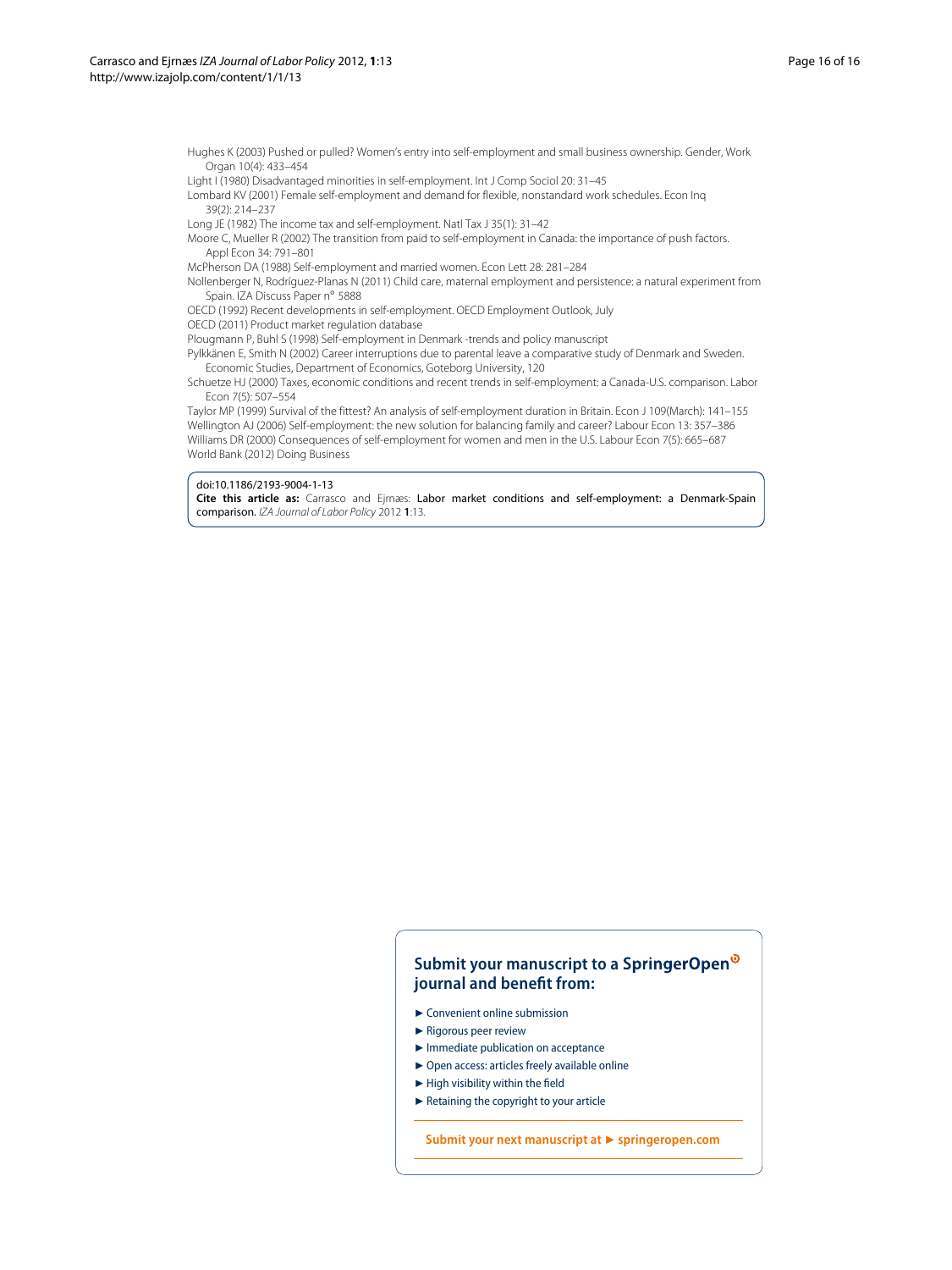Hughes K (2003) Pushed or pulled? Women's entry into self-employment and small business ownership. Gender, Work Organ 10(4): 433–454

Light I (1980) Disadvantaged minorities in self-employment. Int J Comp Sociol 20: 31–45

Lombard KV (2001) Female self-employment and demand for flexible, nonstandard work schedules. Econ Inq 39(2): 214–237

Long JE (1982) The income tax and self-employment. Natl Tax J 35(1): 31–42

Moore C, Mueller R (2002) The transition from paid to self-employment in Canada: the importance of push factors. Appl Econ 34: 791–801

McPherson DA (1988) Self-employment and married women. Econ Lett 28: 281–284

Nollenberger N, Rodríguez-Planas N (2011) Child care, maternal employment and persistence: a natural experiment from Spain. IZA Discuss Paper n° 5888

OECD (1992) Recent developments in self-employment. OECD Employment Outlook, July

OECD (2011) Product market regulation database

Plougmann P, Buhl S (1998) Self-employment in Denmark -trends and policy manuscript

Pylkkänen E, Smith N (2002) Career interruptions due to parental leave a comparative study of Denmark and Sweden. Economic Studies, Department of Economics, Goteborg University, 120

Schuetze HJ (2000) Taxes, economic conditions and recent trends in self-employment: a Canada-U.S. comparison. Labor Econ 7(5): 507–554

Taylor MP (1999) Survival of the fittest? An analysis of self-employment duration in Britain. Econ J 109(March): 141–155

Wellington AJ (2006) Self-employment: the new solution for balancing family and career? Labour Econ 13: 357–386

Williams DR (2000) Consequences of self-employment for women and men in the U.S. Labour Econ 7(5): 665–687

World Bank (2012) Doing Business

doi:10.1186/2193-9004-1-13

**Cite this article as:** Carrasco and Ejrnæs: Labor market conditions and self-employment: a Denmark-Spain comparison. *IZA Journal of Labor Policy* 2012 **1**:13.

**Submit your manuscript to a SpringerOpen journal and benefit from:**

- ► Convenient online submission
- ► Rigorous peer review
- ► Immediate publication on acceptance
- ► Open access: articles freely available online
- ► High visibility within the field
- ► Retaining the copyright to your article

**Submit your next manuscript at ► springeropen.com**